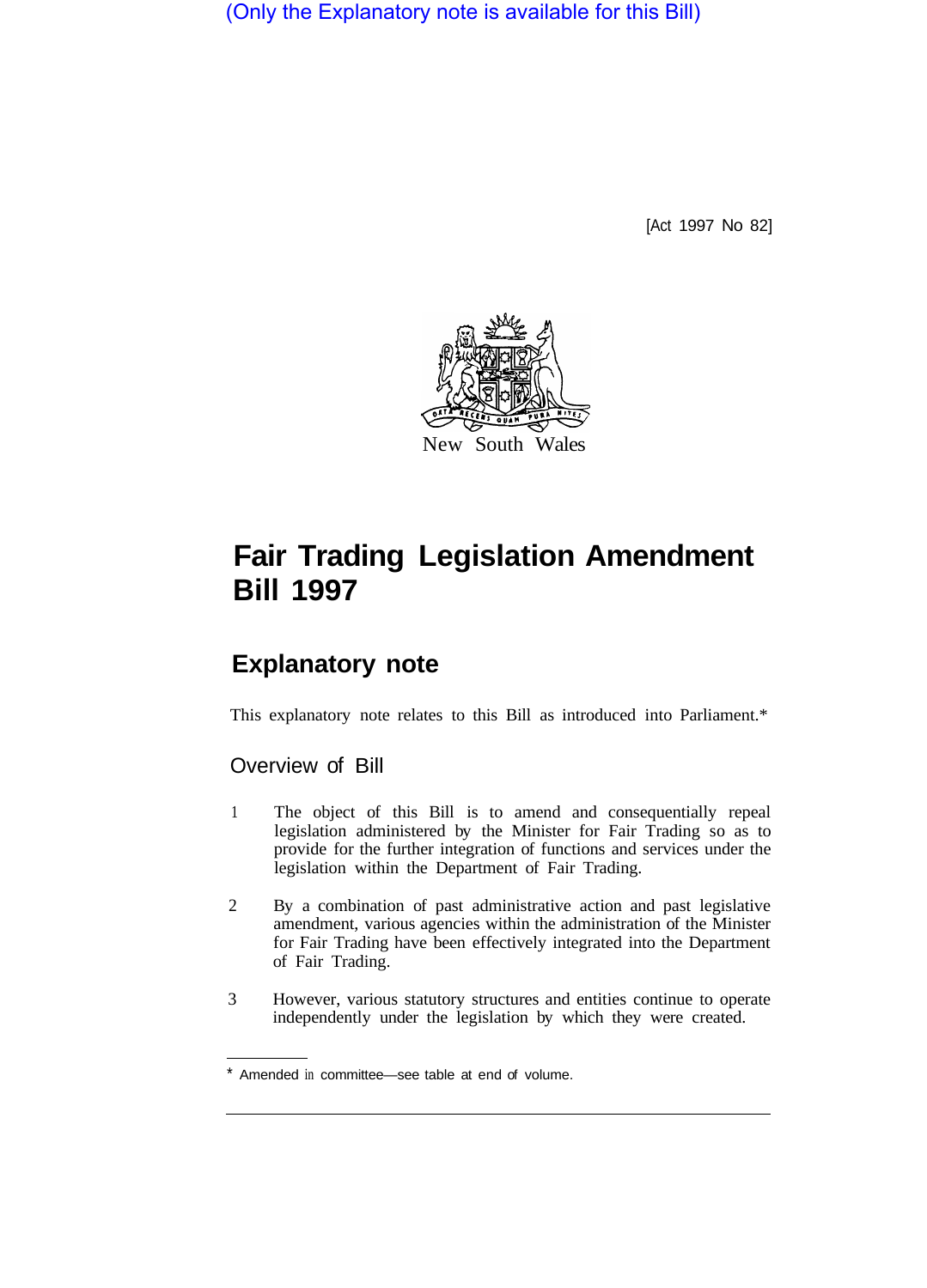(Only the Explanatory note is available for this Bill)

[Act 1997 No 82]

New South Wales

# Fair Trading Legislation Amendment Bill 1997

## Explanatory note

This explanatory note relates to this Bill as introduced into Parliament.*

### Overview of Bill

1. The object of this Bill is to amend and consequentially repeal legislation administered by the Minister for Fair Trading so as to provide for the further integration of functions and services under the legislation within the Department of Fair Trading.

2. By a combination of past administrative action and past legislative amendment, various agencies within the administration of the Minister for Fair Trading have been effectively integrated into the Department of Fair Trading.

3. However, various statutory structures and entities continue to operate independently under the legislation by which they were created.

* Amended in committee—see table at end of volume.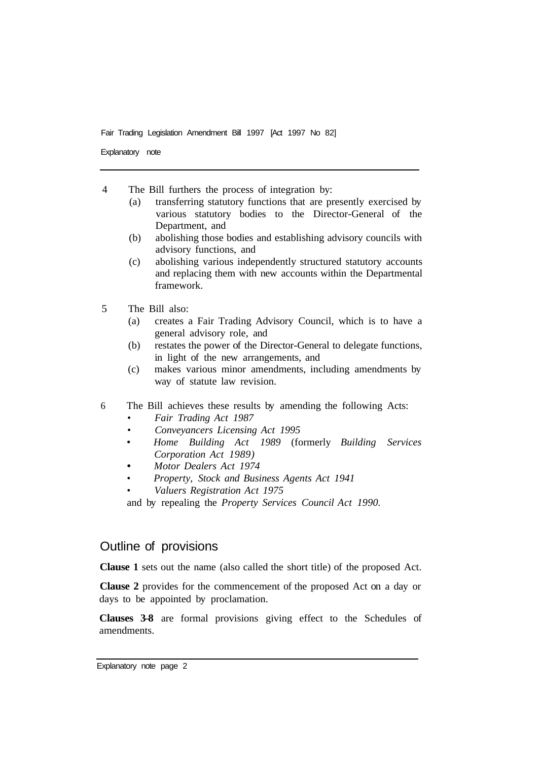4 The Bill furthers the process of integration by:

   (a) transferring statutory functions that are presently exercised by various statutory bodies to the Director-General of the Department, and

   (b) abolishing those bodies and establishing advisory councils with advisory functions, and

   (c) abolishing various independently structured statutory accounts and replacing them with new accounts within the Departmental framework.

5 The Bill also:

   (a) creates a Fair Trading Advisory Council, which is to have a general advisory role, and

   (b) restates the power of the Director-General to delegate functions, in light of the new arrangements, and

   (c) makes various minor amendments, including amendments by way of statute law revision.

6 The Bill achieves these results by amending the following Acts:

   - *Fair Trading Act 1987*
   - *Conveyancers Licensing Act 1995*
   - *Home Building Act 1989* (formerly *Building Services Corporation Act 1989)*
   - *Motor Dealers Act 1974*
   - *Property, Stock and Business Agents Act 1941*
   - *Valuers Registration Act 1975*

   and by repealing the *Property Services Council Act 1990.*

## Outline of provisions

**Clause 1** sets out the name (also called the short title) of the proposed Act.

**Clause 2** provides for the commencement of the proposed Act on a day or days to be appointed by proclamation.

**Clauses 3-8** are formal provisions giving effect to the Schedules of amendments.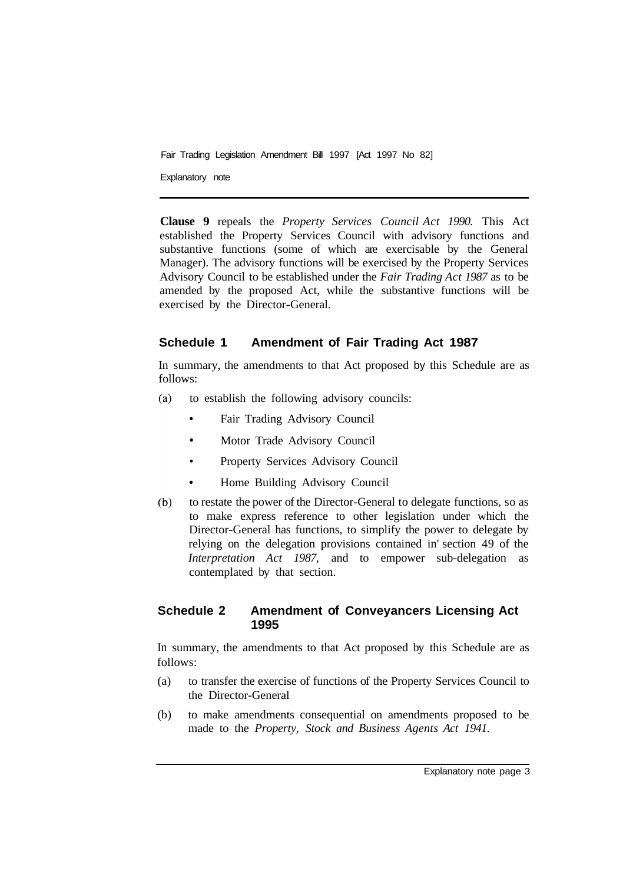**Clause 9** repeals the *Property Services Council Act 1990.* This Act established the Property Services Council with advisory functions and substantive functions (some of which are exercisable by the General Manager). The advisory functions will be exercised by the Property Services Advisory Council to be established under the *Fair Trading Act 1987* as to be amended by the proposed Act, while the substantive functions will be exercised by the Director-General.

## Schedule 1 Amendment of Fair Trading Act 1987

In summary, the amendments to that Act proposed by this Schedule are as follows:

(a) to establish the following advisory councils:

- Fair Trading Advisory Council
- Motor Trade Advisory Council
- Property Services Advisory Council
- Home Building Advisory Council

(b) to restate the power of the Director-General to delegate functions, so as to make express reference to other legislation under which the Director-General has functions, to simplify the power to delegate by relying on the delegation provisions contained in' section 49 of the *Interpretation Act 1987,* and to empower sub-delegation as contemplated by that section.

## Schedule 2 Amendment of Conveyancers Licensing Act 1995

In summary, the amendments to that Act proposed by this Schedule are as follows:

(a) to transfer the exercise of functions of the Property Services Council to the Director-General

(b) to make amendments consequential on amendments proposed to be made to the *Property, Stock and Business Agents Act 1941.*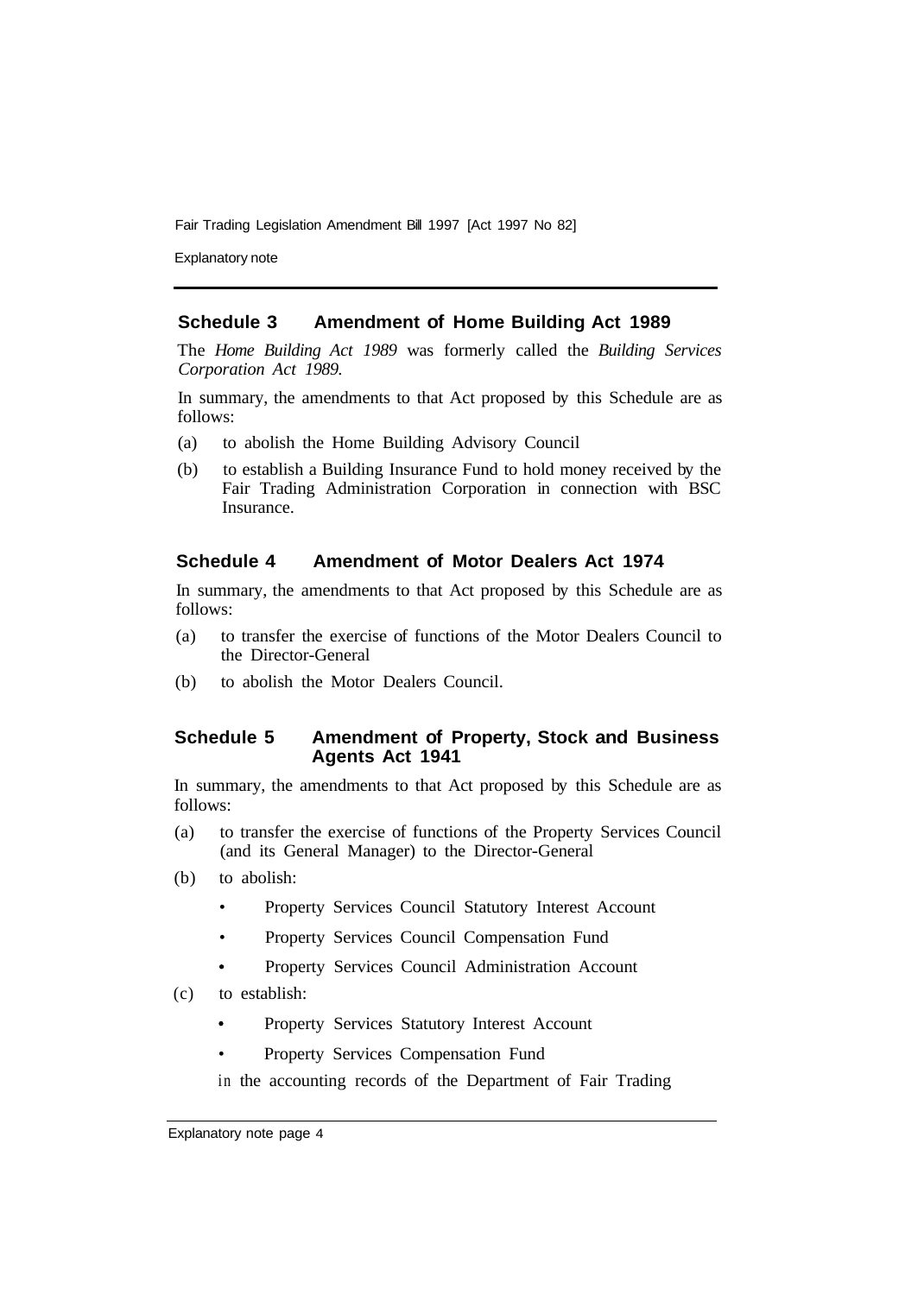## Schedule 3 Amendment of Home Building Act 1989

The *Home Building Act 1989* was formerly called the *Building Services Corporation Act 1989.*

In summary, the amendments to that Act proposed by this Schedule are as follows:

(a) to abolish the Home Building Advisory Council

(b) to establish a Building Insurance Fund to hold money received by the Fair Trading Administration Corporation in connection with BSC Insurance.

## Schedule 4 Amendment of Motor Dealers Act 1974

In summary, the amendments to that Act proposed by this Schedule are as follows:

(a) to transfer the exercise of functions of the Motor Dealers Council to the Director-General

(b) to abolish the Motor Dealers Council.

## Schedule 5 Amendment of Property, Stock and Business Agents Act 1941

In summary, the amendments to that Act proposed by this Schedule are as follows:

(a) to transfer the exercise of functions of the Property Services Council (and its General Manager) to the Director-General

(b) to abolish:

- Property Services Council Statutory Interest Account
- Property Services Council Compensation Fund
- Property Services Council Administration Account

(c) to establish:

- Property Services Statutory Interest Account
- Property Services Compensation Fund

in the accounting records of the Department of Fair Trading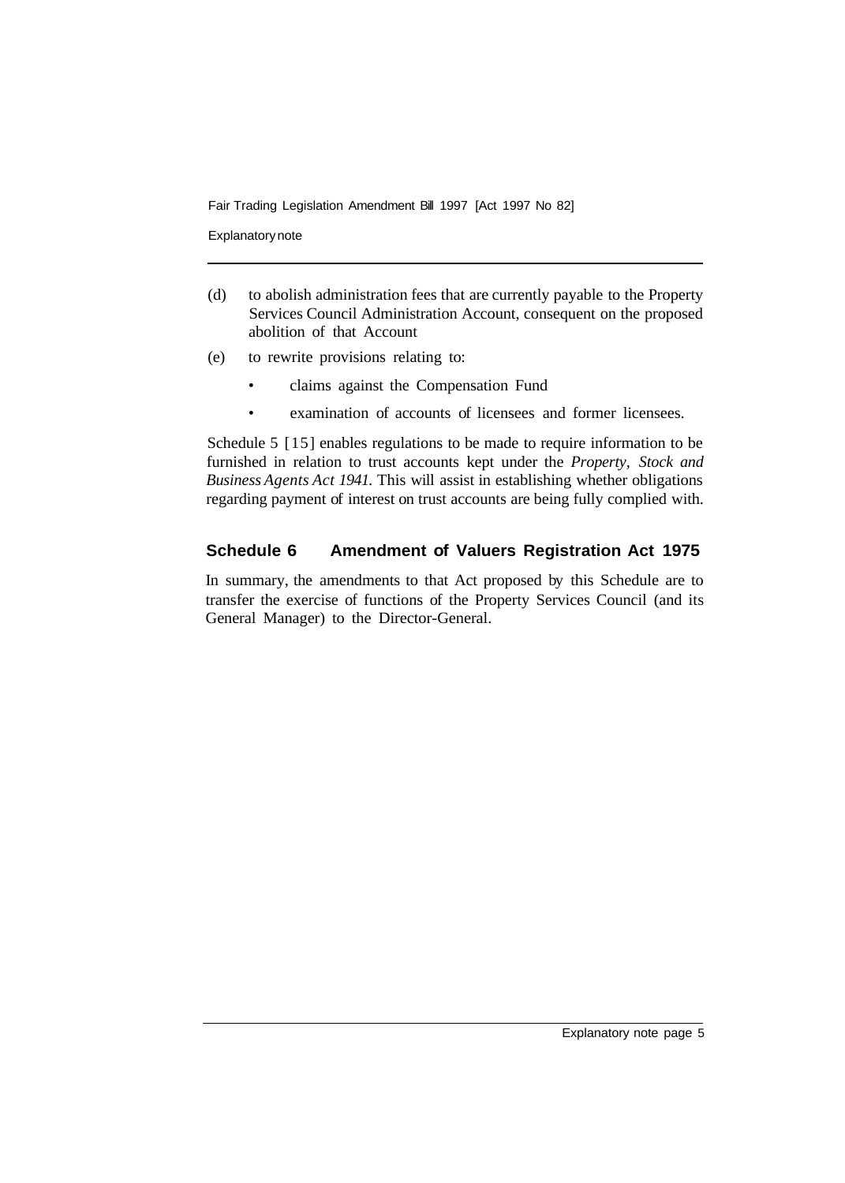(d) to abolish administration fees that are currently payable to the Property Services Council Administration Account, consequent on the proposed abolition of that Account

(e) to rewrite provisions relating to:

- claims against the Compensation Fund
- examination of accounts of licensees and former licensees.

Schedule 5 [15] enables regulations to be made to require information to be furnished in relation to trust accounts kept under the *Property, Stock and Business Agents Act 1941.* This will assist in establishing whether obligations regarding payment of interest on trust accounts are being fully complied with.

## Schedule 6 Amendment of Valuers Registration Act 1975

In summary, the amendments to that Act proposed by this Schedule are to transfer the exercise of functions of the Property Services Council (and its General Manager) to the Director-General.